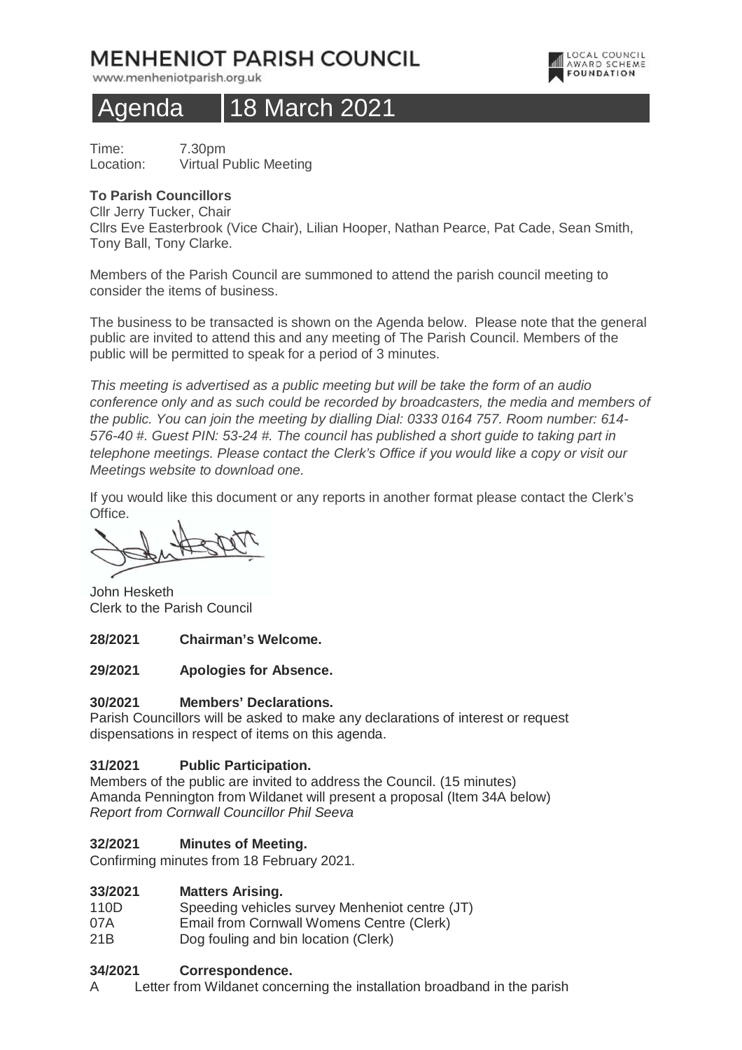# MENHENIOT PARISH COUNCIL

www.menheniotparish.org.uk

LOCAL COUNCIL AWARD SCHEME FOUNDATION

## Agenda 18 March 2021

Time: 7.30pm
Location: Virtual Public Meeting

**To Parish Councillors**
Cllr Jerry Tucker, Chair
Cllrs Eve Easterbrook (Vice Chair), Lilian Hooper, Nathan Pearce, Pat Cade, Sean Smith, Tony Ball, Tony Clarke.

Members of the Parish Council are summoned to attend the parish council meeting to consider the items of business.

The business to be transacted is shown on the Agenda below. Please note that the general public are invited to attend this and any meeting of The Parish Council. Members of the public will be permitted to speak for a period of 3 minutes.

*This meeting is advertised as a public meeting but will be take the form of an audio conference only and as such could be recorded by broadcasters, the media and members of the public. You can join the meeting by dialling Dial: 0333 0164 757. Room number: 614-576-40 #. Guest PIN: 53-24 #. The council has published a short guide to taking part in telephone meetings. Please contact the Clerk's Office if you would like a copy or visit our Meetings website to download one.*

If you would like this document or any reports in another format please contact the Clerk's Office.

John Hesketh
Clerk to the Parish Council

**28/2021 Chairman's Welcome.**

**29/2021 Apologies for Absence.**

**30/2021 Members' Declarations.**
Parish Councillors will be asked to make any declarations of interest or request dispensations in respect of items on this agenda.

**31/2021 Public Participation.**
Members of the public are invited to address the Council. (15 minutes)
Amanda Pennington from Wildanet will present a proposal (Item 34A below)
*Report from Cornwall Councillor Phil Seeva*

**32/2021 Minutes of Meeting.**
Confirming minutes from 18 February 2021.

**33/2021 Matters Arising.**

| | |
|---|---|
| 110D | Speeding vehicles survey Menheniot centre (JT) |
| 07A | Email from Cornwall Womens Centre (Clerk) |
| 21B | Dog fouling and bin location (Clerk) |

**34/2021 Correspondence.**

A Letter from Wildanet concerning the installation broadband in the parish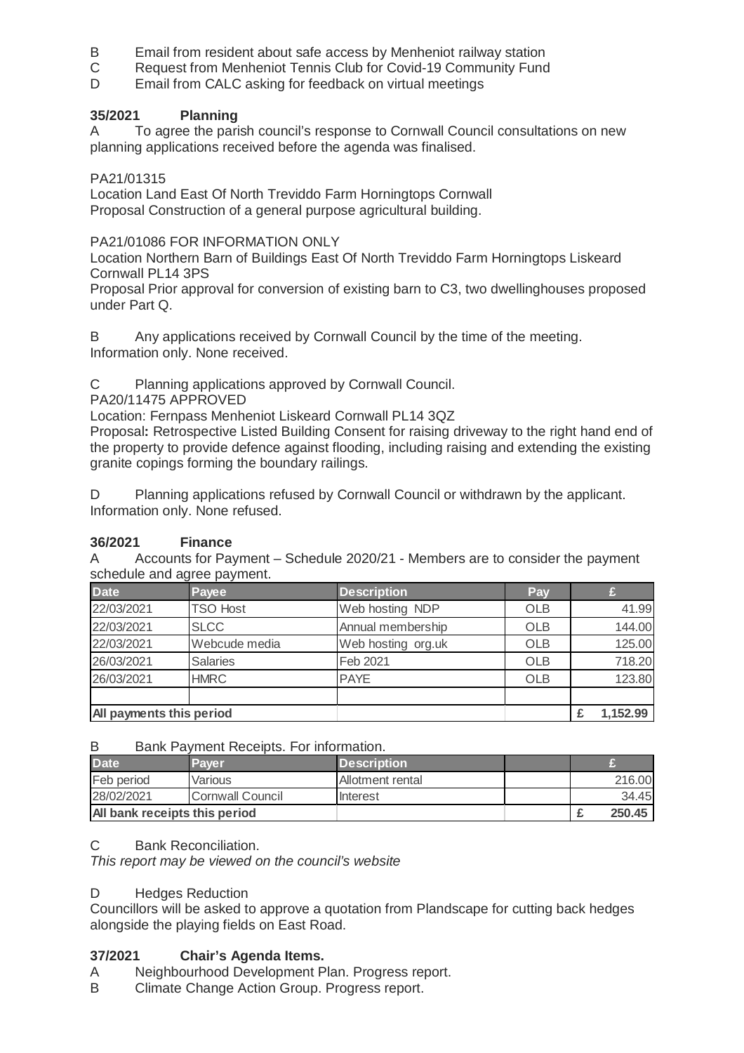B Email from resident about safe access by Menheniot railway station
C Request from Menheniot Tennis Club for Covid-19 Community Fund
D Email from CALC asking for feedback on virtual meetings

### 35/2021 Planning

A To agree the parish council's response to Cornwall Council consultations on new planning applications received before the agenda was finalised.

PA21/01315
Location Land East Of North Treviddo Farm Horningtops Cornwall
Proposal Construction of a general purpose agricultural building.

PA21/01086 FOR INFORMATION ONLY
Location Northern Barn of Buildings East Of North Treviddo Farm Horningtops Liskeard Cornwall PL14 3PS
Proposal Prior approval for conversion of existing barn to C3, two dwellinghouses proposed under Part Q.

B Any applications received by Cornwall Council by the time of the meeting.
Information only. None received.

C Planning applications approved by Cornwall Council.
PA20/11475 APPROVED
Location: Fernpass Menheniot Liskeard Cornwall PL14 3QZ
Proposal**:** Retrospective Listed Building Consent for raising driveway to the right hand end of the property to provide defence against flooding, including raising and extending the existing granite copings forming the boundary railings.

D Planning applications refused by Cornwall Council or withdrawn by the applicant.
Information only. None refused.

### 36/2021 Finance

A Accounts for Payment – Schedule 2020/21 - Members are to consider the payment schedule and agree payment.

| Date | Payee | Description | Pay | £ |
|---|---|---|---|---|
| 22/03/2021 | TSO Host | Web hosting NDP | OLB | 41.99 |
| 22/03/2021 | SLCC | Annual membership | OLB | 144.00 |
| 22/03/2021 | Webcude media | Web hosting org.uk | OLB | 125.00 |
| 26/03/2021 | Salaries | Feb 2021 | OLB | 718.20 |
| 26/03/2021 | HMRC | PAYE | OLB | 123.80 |
| | | | | |
| **All payments this period** | | | | **£ 1,152.99** |

B Bank Payment Receipts. For information.

| Date | Payer | Description | | £ |
|---|---|---|---|---|
| Feb period | Various | Allotment rental | | 216.00 |
| 28/02/2021 | Cornwall Council | Interest | | 34.45 |
| **All bank receipts this period** | | | | **£ 250.45** |

C Bank Reconciliation.
*This report may be viewed on the council's website*

D Hedges Reduction
Councillors will be asked to approve a quotation from Plandscape for cutting back hedges alongside the playing fields on East Road.

### 37/2021 Chair's Agenda Items.

A Neighbourhood Development Plan. Progress report.
B Climate Change Action Group. Progress report.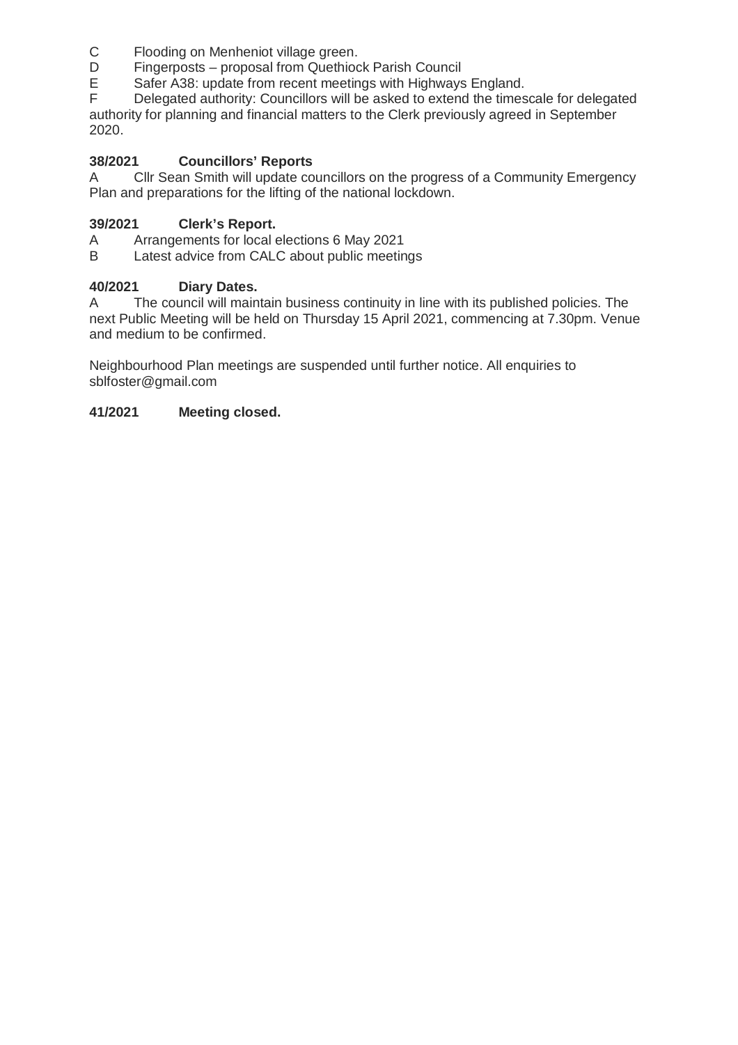C Flooding on Menheniot village green.
D Fingerposts – proposal from Quethiock Parish Council
E Safer A38: update from recent meetings with Highways England.
F Delegated authority: Councillors will be asked to extend the timescale for delegated authority for planning and financial matters to the Clerk previously agreed in September 2020.

**38/2021 Councillors' Reports**
A Cllr Sean Smith will update councillors on the progress of a Community Emergency Plan and preparations for the lifting of the national lockdown.

**39/2021 Clerk's Report.**
A Arrangements for local elections 6 May 2021
B Latest advice from CALC about public meetings

**40/2021 Diary Dates.**
A The council will maintain business continuity in line with its published policies. The next Public Meeting will be held on Thursday 15 April 2021, commencing at 7.30pm. Venue and medium to be confirmed.

Neighbourhood Plan meetings are suspended until further notice. All enquiries to sblfoster@gmail.com

**41/2021 Meeting closed.**